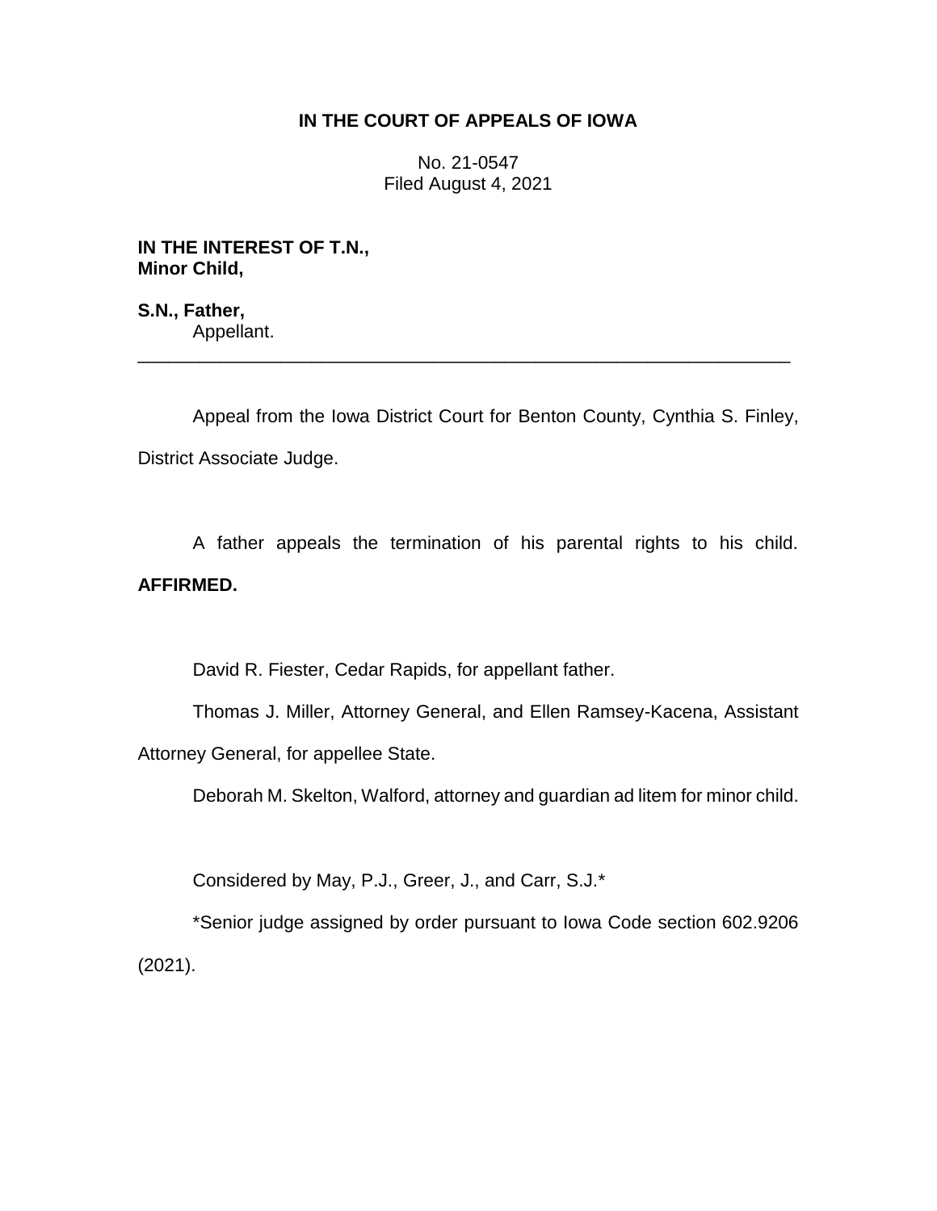**IN THE COURT OF APPEALS OF IOWA**

No. 21-0547
Filed August 4, 2021

**IN THE INTEREST OF T.N.,**
**Minor Child,**

**S.N., Father,**
Appellant.

---

Appeal from the Iowa District Court for Benton County, Cynthia S. Finley, District Associate Judge.

A father appeals the termination of his parental rights to his child. **AFFIRMED.**

David R. Fiester, Cedar Rapids, for appellant father.

Thomas J. Miller, Attorney General, and Ellen Ramsey-Kacena, Assistant Attorney General, for appellee State.

Deborah M. Skelton, Walford, attorney and guardian ad litem for minor child.

Considered by May, P.J., Greer, J., and Carr, S.J.*

*Senior judge assigned by order pursuant to Iowa Code section 602.9206 (2021).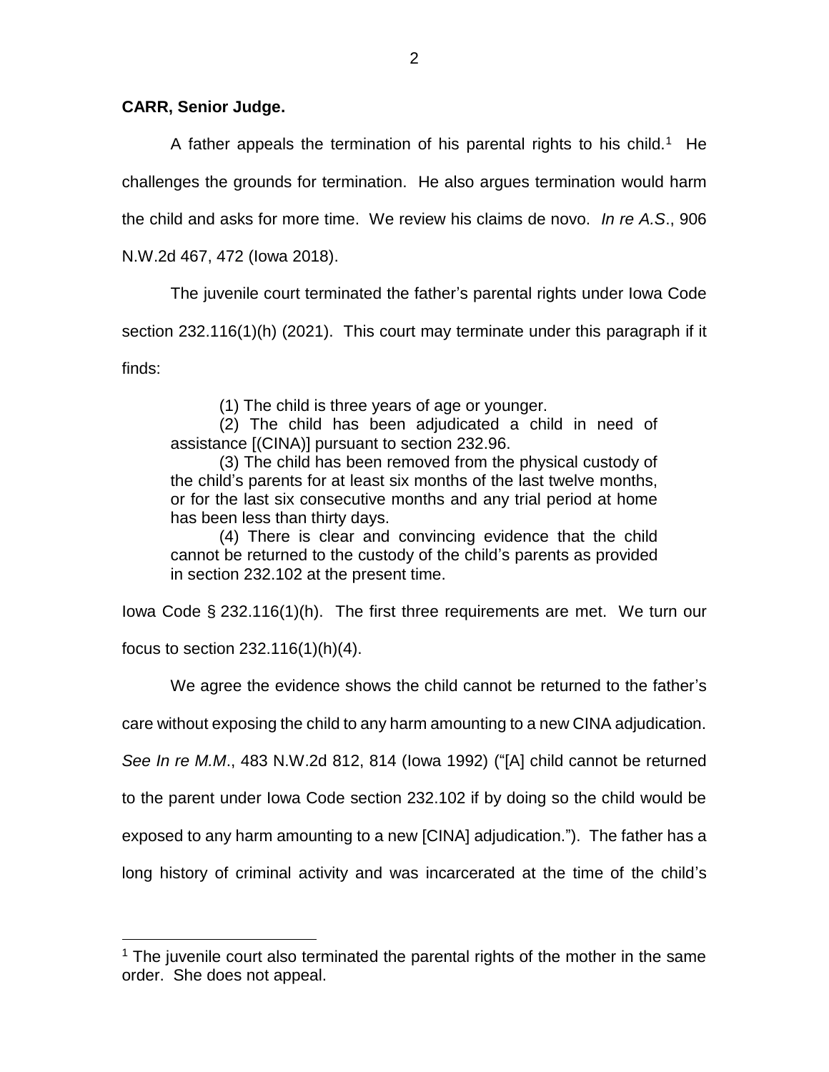**CARR, Senior Judge.**

A father appeals the termination of his parental rights to his child.[1] He challenges the grounds for termination. He also argues termination would harm the child and asks for more time. We review his claims de novo. *In re A.S*., 906 N.W.2d 467, 472 (Iowa 2018).

The juvenile court terminated the father's parental rights under Iowa Code section 232.116(1)(h) (2021). This court may terminate under this paragraph if it finds:

> (1) The child is three years of age or younger.
>
> (2) The child has been adjudicated a child in need of assistance [(CINA)] pursuant to section 232.96.
>
> (3) The child has been removed from the physical custody of the child's parents for at least six months of the last twelve months, or for the last six consecutive months and any trial period at home has been less than thirty days.
>
> (4) There is clear and convincing evidence that the child cannot be returned to the custody of the child's parents as provided in section 232.102 at the present time.

Iowa Code § 232.116(1)(h). The first three requirements are met. We turn our focus to section 232.116(1)(h)(4).

We agree the evidence shows the child cannot be returned to the father's care without exposing the child to any harm amounting to a new CINA adjudication. *See In re M.M*., 483 N.W.2d 812, 814 (Iowa 1992) ("[A] child cannot be returned to the parent under Iowa Code section 232.102 if by doing so the child would be exposed to any harm amounting to a new [CINA] adjudication."). The father has a long history of criminal activity and was incarcerated at the time of the child's

[1] The juvenile court also terminated the parental rights of the mother in the same order. She does not appeal.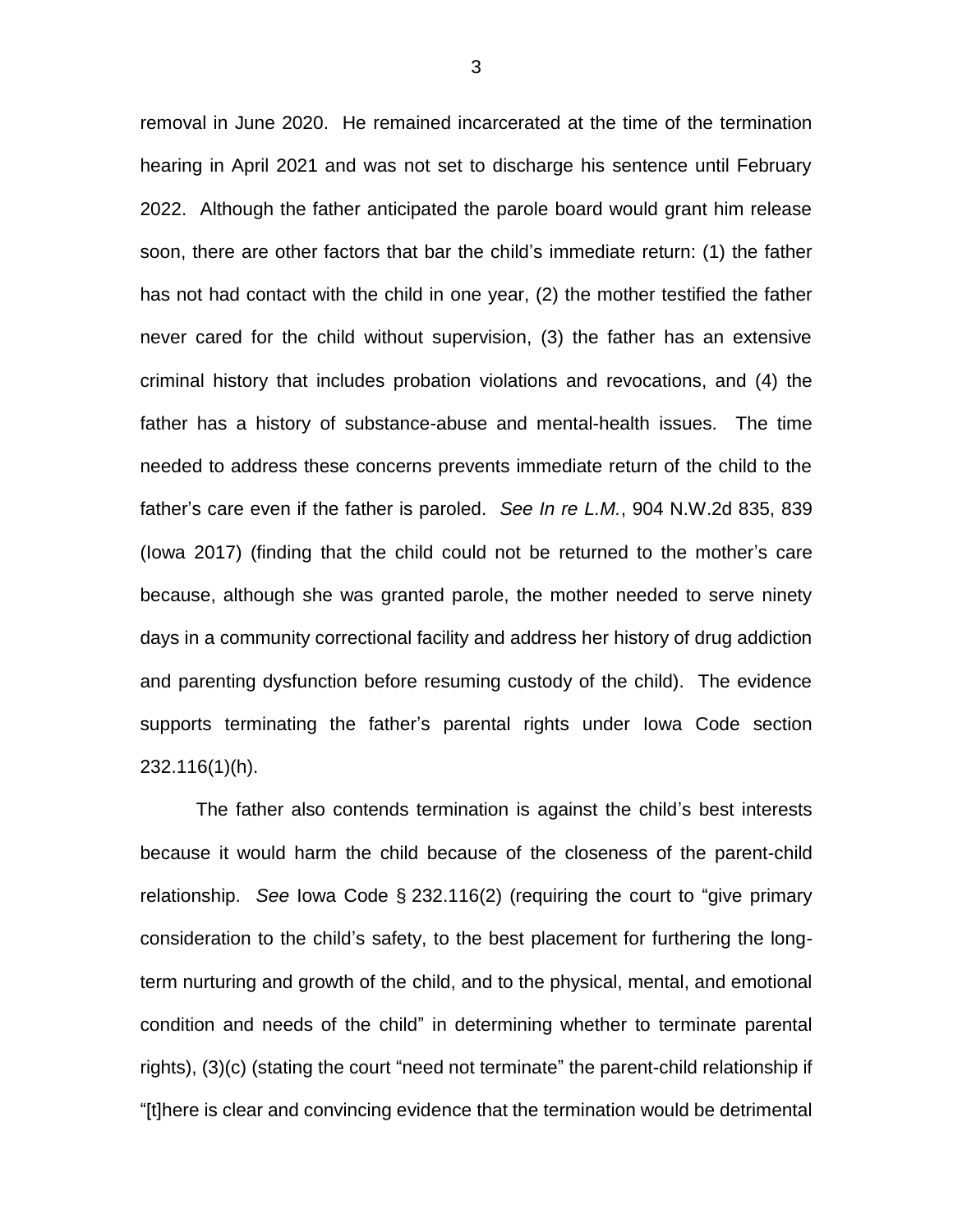removal in June 2020. He remained incarcerated at the time of the termination hearing in April 2021 and was not set to discharge his sentence until February 2022. Although the father anticipated the parole board would grant him release soon, there are other factors that bar the child's immediate return: (1) the father has not had contact with the child in one year, (2) the mother testified the father never cared for the child without supervision, (3) the father has an extensive criminal history that includes probation violations and revocations, and (4) the father has a history of substance-abuse and mental-health issues. The time needed to address these concerns prevents immediate return of the child to the father's care even if the father is paroled. *See In re L.M.*, 904 N.W.2d 835, 839 (Iowa 2017) (finding that the child could not be returned to the mother's care because, although she was granted parole, the mother needed to serve ninety days in a community correctional facility and address her history of drug addiction and parenting dysfunction before resuming custody of the child). The evidence supports terminating the father's parental rights under Iowa Code section 232.116(1)(h).

The father also contends termination is against the child's best interests because it would harm the child because of the closeness of the parent-child relationship. *See* Iowa Code § 232.116(2) (requiring the court to "give primary consideration to the child's safety, to the best placement for furthering the long-term nurturing and growth of the child, and to the physical, mental, and emotional condition and needs of the child" in determining whether to terminate parental rights), (3)(c) (stating the court "need not terminate" the parent-child relationship if "[t]here is clear and convincing evidence that the termination would be detrimental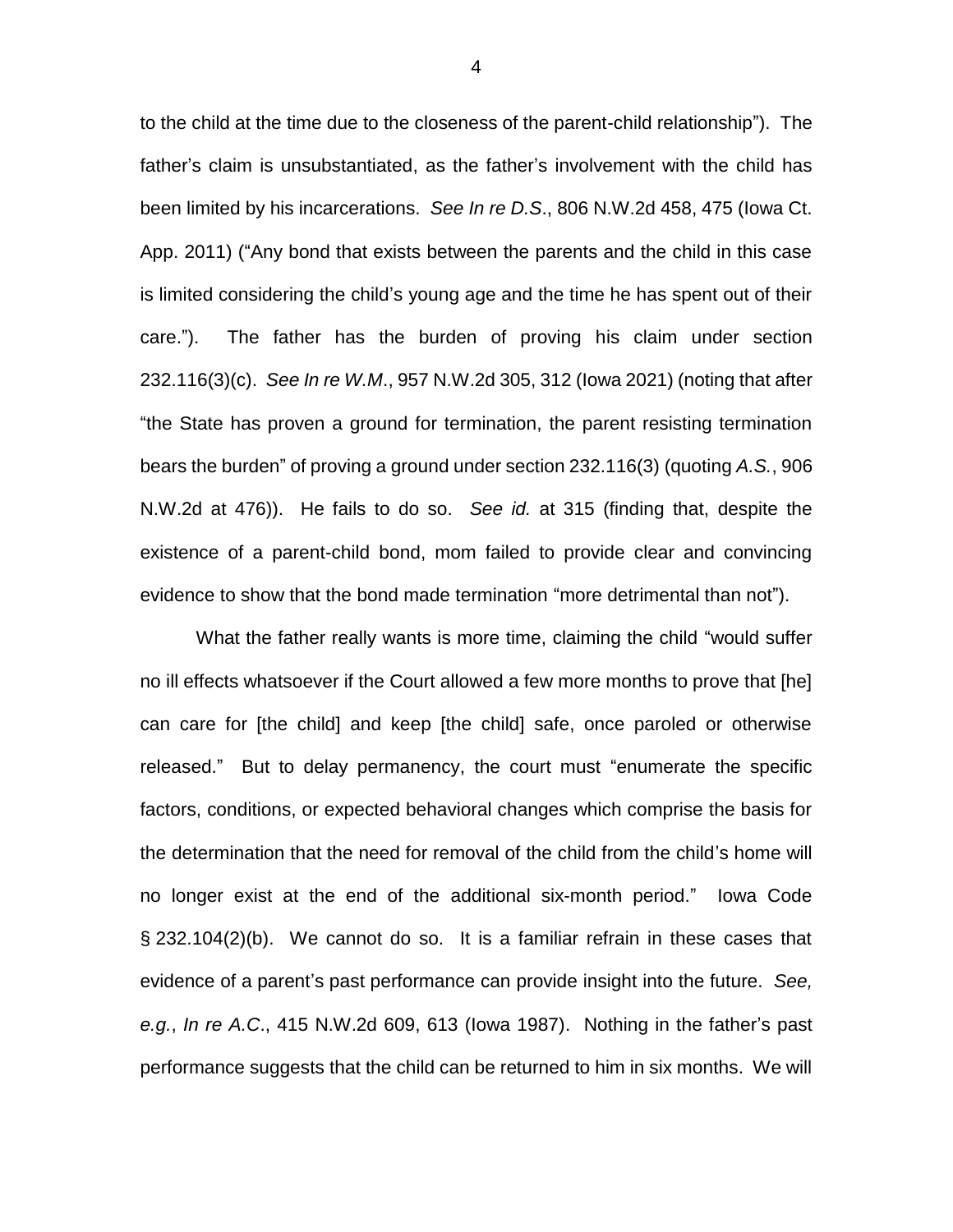to the child at the time due to the closeness of the parent-child relationship"). The father's claim is unsubstantiated, as the father's involvement with the child has been limited by his incarcerations. *See In re D.S*., 806 N.W.2d 458, 475 (Iowa Ct. App. 2011) ("Any bond that exists between the parents and the child in this case is limited considering the child's young age and the time he has spent out of their care."). The father has the burden of proving his claim under section 232.116(3)(c). *See In re W.M*., 957 N.W.2d 305, 312 (Iowa 2021) (noting that after "the State has proven a ground for termination, the parent resisting termination bears the burden" of proving a ground under section 232.116(3) (quoting *A.S.*, 906 N.W.2d at 476)). He fails to do so. *See id.* at 315 (finding that, despite the existence of a parent-child bond, mom failed to provide clear and convincing evidence to show that the bond made termination "more detrimental than not").

What the father really wants is more time, claiming the child "would suffer no ill effects whatsoever if the Court allowed a few more months to prove that [he] can care for [the child] and keep [the child] safe, once paroled or otherwise released." But to delay permanency, the court must "enumerate the specific factors, conditions, or expected behavioral changes which comprise the basis for the determination that the need for removal of the child from the child's home will no longer exist at the end of the additional six-month period." Iowa Code § 232.104(2)(b). We cannot do so. It is a familiar refrain in these cases that evidence of a parent's past performance can provide insight into the future. *See, e.g.*, *In re A.C*., 415 N.W.2d 609, 613 (Iowa 1987). Nothing in the father's past performance suggests that the child can be returned to him in six months. We will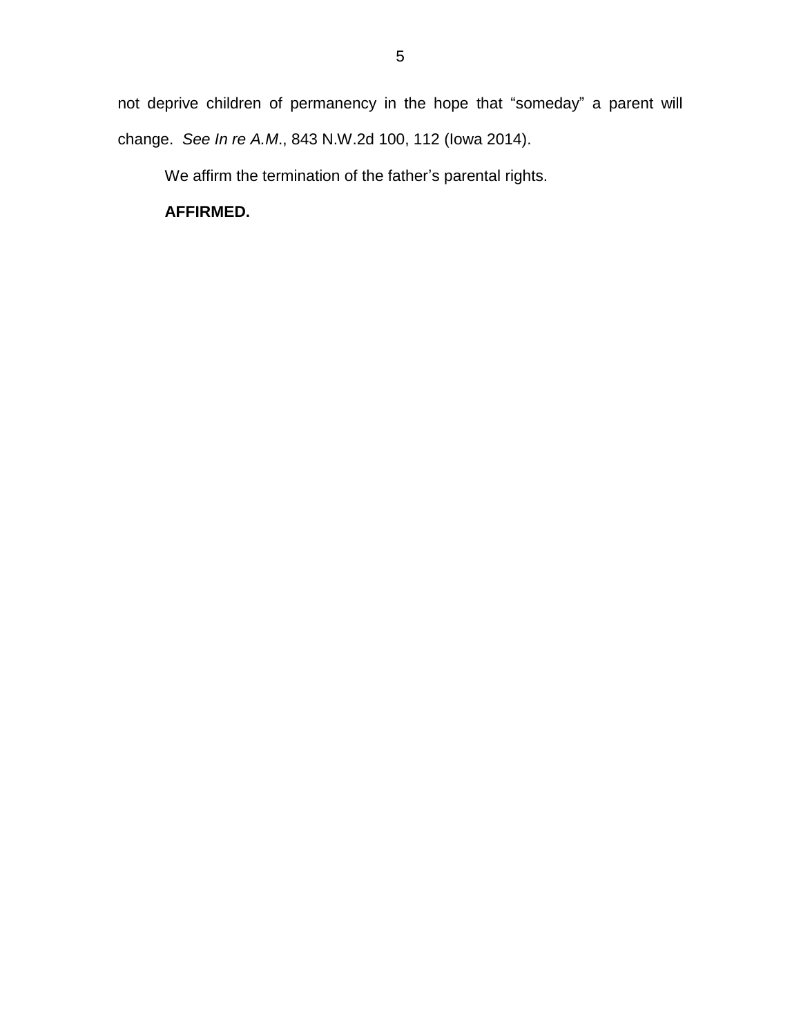not deprive children of permanency in the hope that "someday" a parent will change. *See In re A.M.*, 843 N.W.2d 100, 112 (Iowa 2014).

We affirm the termination of the father's parental rights.

**AFFIRMED.**